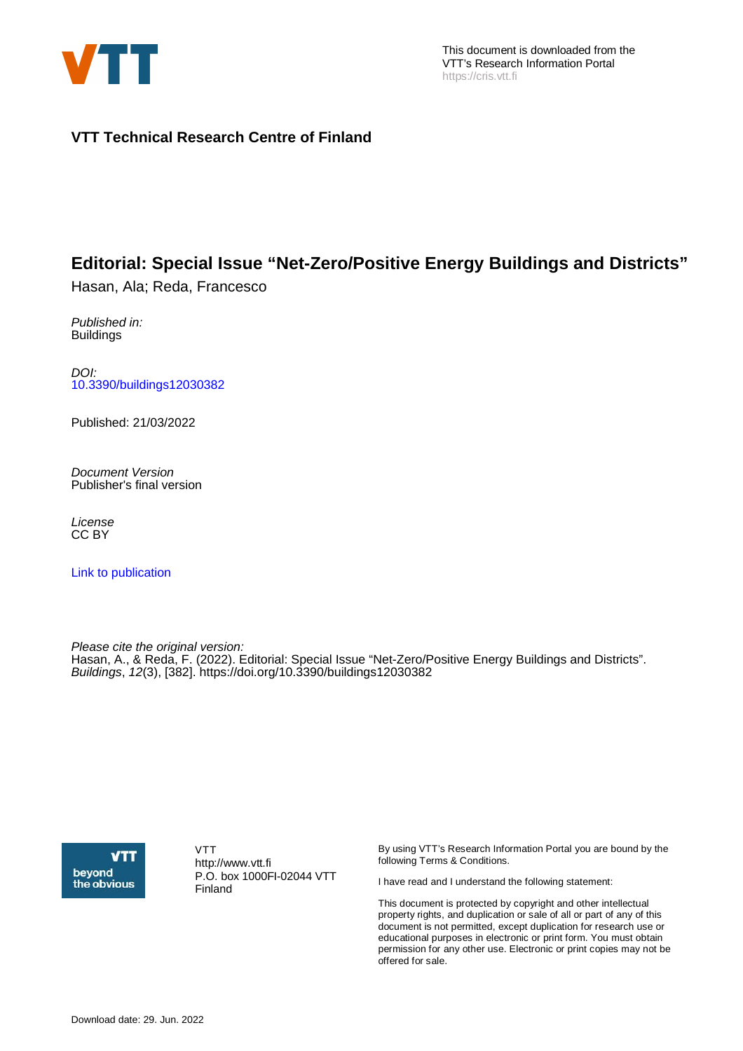This document is downloaded from the
VTT's Research Information Portal
https://cris.vtt.fi

**VTT Technical Research Centre of Finland**

# Editorial: Special Issue "Net-Zero/Positive Energy Buildings and Districts"

Hasan, Ala; Reda, Francesco

*Published in:*
Buildings

*DOI:*
10.3390/buildings12030382

Published: 21/03/2022

*Document Version*
Publisher's final version

*License*
CC BY

Link to publication

*Please cite the original version:*
Hasan, A., & Reda, F. (2022). Editorial: Special Issue "Net-Zero/Positive Energy Buildings and Districts". *Buildings*, *12*(3), [382]. https://doi.org/10.3390/buildings12030382

VTT
http://www.vtt.fi
P.O. box 1000FI-02044 VTT
Finland

By using VTT's Research Information Portal you are bound by the following Terms & Conditions.

I have read and I understand the following statement:

This document is protected by copyright and other intellectual property rights, and duplication or sale of all or part of any of this document is not permitted, except duplication for research use or educational purposes in electronic or print form. You must obtain permission for any other use. Electronic or print copies may not be offered for sale.

Download date: 29. Jun. 2022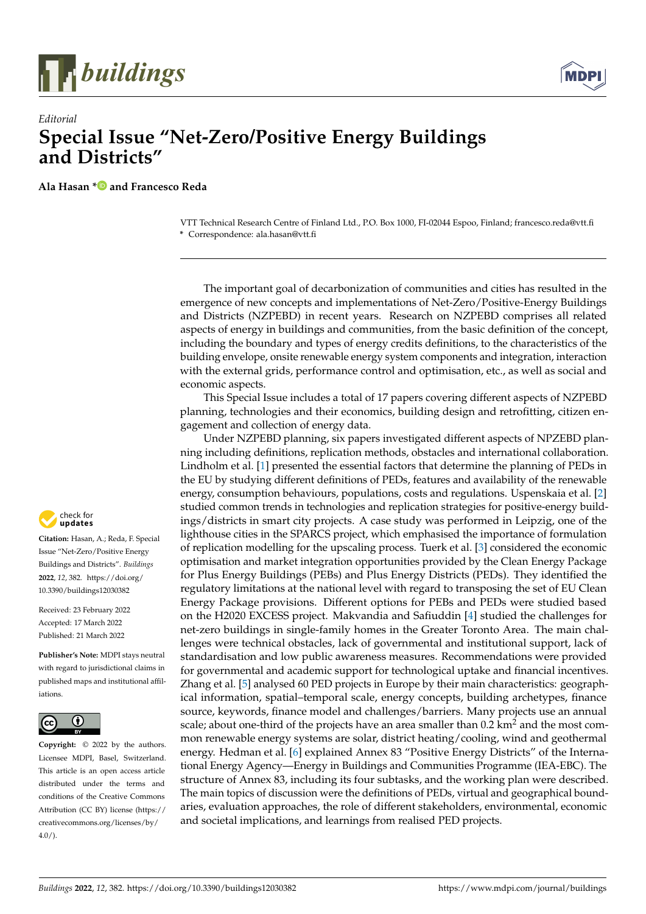Editorial

# Special Issue "Net-Zero/Positive Energy Buildings and Districts"

**Ala Hasan * and Francesco Reda**

VTT Technical Research Centre of Finland Ltd., P.O. Box 1000, FI-02044 Espoo, Finland; francesco.reda@vtt.fi
* Correspondence: ala.hasan@vtt.fi

**Citation:** Hasan, A.; Reda, F. Special Issue "Net-Zero/Positive Energy Buildings and Districts". *Buildings* **2022**, *12*, 382. https://doi.org/10.3390/buildings12030382

Received: 23 February 2022
Accepted: 17 March 2022
Published: 21 March 2022

**Publisher's Note:** MDPI stays neutral with regard to jurisdictional claims in published maps and institutional affiliations.

**Copyright:** © 2022 by the authors. Licensee MDPI, Basel, Switzerland. This article is an open access article distributed under the terms and conditions of the Creative Commons Attribution (CC BY) license (https://creativecommons.org/licenses/by/4.0/).

The important goal of decarbonization of communities and cities has resulted in the emergence of new concepts and implementations of Net-Zero/Positive-Energy Buildings and Districts (NZPEBD) in recent years. Research on NZPEBD comprises all related aspects of energy in buildings and communities, from the basic definition of the concept, including the boundary and types of energy credits definitions, to the characteristics of the building envelope, onsite renewable energy system components and integration, interaction with the external grids, performance control and optimisation, etc., as well as social and economic aspects.

This Special Issue includes a total of 17 papers covering different aspects of NZPEBD planning, technologies and their economics, building design and retrofitting, citizen engagement and collection of energy data.

Under NZPEBD planning, six papers investigated different aspects of NPZEBD planning including definitions, replication methods, obstacles and international collaboration. Lindholm et al. [1] presented the essential factors that determine the planning of PEDs in the EU by studying different definitions of PEDs, features and availability of the renewable energy, consumption behaviours, populations, costs and regulations. Uspenskaia et al. [2] studied common trends in technologies and replication strategies for positive-energy buildings/districts in smart city projects. A case study was performed in Leipzig, one of the lighthouse cities in the SPARCS project, which emphasised the importance of formulation of replication modelling for the upscaling process. Tuerk et al. [3] considered the economic optimisation and market integration opportunities provided by the Clean Energy Package for Plus Energy Buildings (PEBs) and Plus Energy Districts (PEDs). They identified the regulatory limitations at the national level with regard to transposing the set of EU Clean Energy Package provisions. Different options for PEBs and PEDs were studied based on the H2020 EXCESS project. Makvandia and Safiuddin [4] studied the challenges for net-zero buildings in single-family homes in the Greater Toronto Area. The main challenges were technical obstacles, lack of governmental and institutional support, lack of standardisation and low public awareness measures. Recommendations were provided for governmental and academic support for technological uptake and financial incentives. Zhang et al. [5] analysed 60 PED projects in Europe by their main characteristics: geographical information, spatial–temporal scale, energy concepts, building archetypes, finance source, keywords, finance model and challenges/barriers. Many projects use an annual scale; about one-third of the projects have an area smaller than 0.2 $km^2$ and the most common renewable energy systems are solar, district heating/cooling, wind and geothermal energy. Hedman et al. [6] explained Annex 83 "Positive Energy Districts" of the International Energy Agency—Energy in Buildings and Communities Programme (IEA-EBC). The structure of Annex 83, including its four subtasks, and the working plan were described. The main topics of discussion were the definitions of PEDs, virtual and geographical boundaries, evaluation approaches, the role of different stakeholders, environmental, economic and societal implications, and learnings from realised PED projects.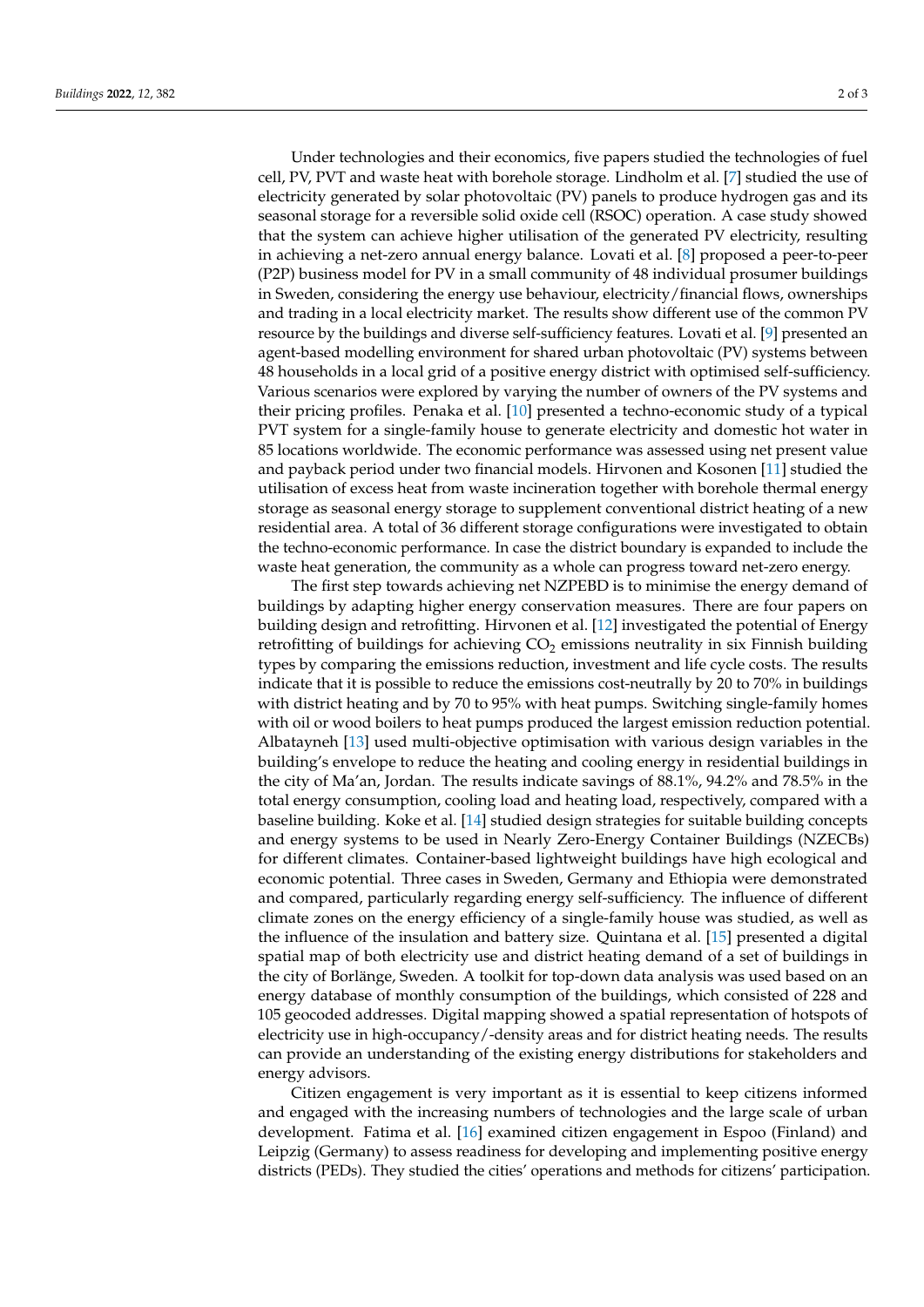Under technologies and their economics, five papers studied the technologies of fuel cell, PV, PVT and waste heat with borehole storage. Lindholm et al. [7] studied the use of electricity generated by solar photovoltaic (PV) panels to produce hydrogen gas and its seasonal storage for a reversible solid oxide cell (RSOC) operation. A case study showed that the system can achieve higher utilisation of the generated PV electricity, resulting in achieving a net-zero annual energy balance. Lovati et al. [8] proposed a peer-to-peer (P2P) business model for PV in a small community of 48 individual prosumer buildings in Sweden, considering the energy use behaviour, electricity/financial flows, ownerships and trading in a local electricity market. The results show different use of the common PV resource by the buildings and diverse self-sufficiency features. Lovati et al. [9] presented an agent-based modelling environment for shared urban photovoltaic (PV) systems between 48 households in a local grid of a positive energy district with optimised self-sufficiency. Various scenarios were explored by varying the number of owners of the PV systems and their pricing profiles. Penaka et al. [10] presented a techno-economic study of a typical PVT system for a single-family house to generate electricity and domestic hot water in 85 locations worldwide. The economic performance was assessed using net present value and payback period under two financial models. Hirvonen and Kosonen [11] studied the utilisation of excess heat from waste incineration together with borehole thermal energy storage as seasonal energy storage to supplement conventional district heating of a new residential area. A total of 36 different storage configurations were investigated to obtain the techno-economic performance. In case the district boundary is expanded to include the waste heat generation, the community as a whole can progress toward net-zero energy.

The first step towards achieving net NZPEBD is to minimise the energy demand of buildings by adapting higher energy conservation measures. There are four papers on building design and retrofitting. Hirvonen et al. [12] investigated the potential of Energy retrofitting of buildings for achieving $CO_2$ emissions neutrality in six Finnish building types by comparing the emissions reduction, investment and life cycle costs. The results indicate that it is possible to reduce the emissions cost-neutrally by 20 to 70% in buildings with district heating and by 70 to 95% with heat pumps. Switching single-family homes with oil or wood boilers to heat pumps produced the largest emission reduction potential. Albatayneh [13] used multi-objective optimisation with various design variables in the building's envelope to reduce the heating and cooling energy in residential buildings in the city of Ma'an, Jordan. The results indicate savings of 88.1%, 94.2% and 78.5% in the total energy consumption, cooling load and heating load, respectively, compared with a baseline building. Koke et al. [14] studied design strategies for suitable building concepts and energy systems to be used in Nearly Zero-Energy Container Buildings (NZECBs) for different climates. Container-based lightweight buildings have high ecological and economic potential. Three cases in Sweden, Germany and Ethiopia were demonstrated and compared, particularly regarding energy self-sufficiency. The influence of different climate zones on the energy efficiency of a single-family house was studied, as well as the influence of the insulation and battery size. Quintana et al. [15] presented a digital spatial map of both electricity use and district heating demand of a set of buildings in the city of Borlänge, Sweden. A toolkit for top-down data analysis was used based on an energy database of monthly consumption of the buildings, which consisted of 228 and 105 geocoded addresses. Digital mapping showed a spatial representation of hotspots of electricity use in high-occupancy/-density areas and for district heating needs. The results can provide an understanding of the existing energy distributions for stakeholders and energy advisors.

Citizen engagement is very important as it is essential to keep citizens informed and engaged with the increasing numbers of technologies and the large scale of urban development. Fatima et al. [16] examined citizen engagement in Espoo (Finland) and Leipzig (Germany) to assess readiness for developing and implementing positive energy districts (PEDs). They studied the cities' operations and methods for citizens' participation.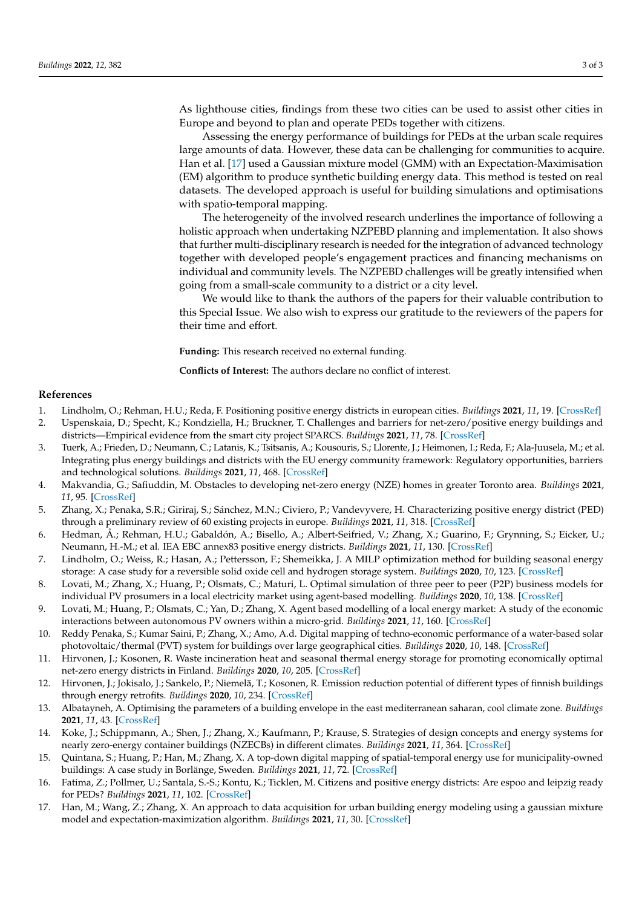As lighthouse cities, findings from these two cities can be used to assist other cities in Europe and beyond to plan and operate PEDs together with citizens.

Assessing the energy performance of buildings for PEDs at the urban scale requires large amounts of data. However, these data can be challenging for communities to acquire. Han et al. [17] used a Gaussian mixture model (GMM) with an Expectation-Maximisation (EM) algorithm to produce synthetic building energy data. This method is tested on real datasets. The developed approach is useful for building simulations and optimisations with spatio-temporal mapping.

The heterogeneity of the involved research underlines the importance of following a holistic approach when undertaking NZPEBD planning and implementation. It also shows that further multi-disciplinary research is needed for the integration of advanced technology together with developed people's engagement practices and financing mechanisms on individual and community levels. The NZPEBD challenges will be greatly intensified when going from a small-scale community to a district or a city level.

We would like to thank the authors of the papers for their valuable contribution to this Special Issue. We also wish to express our gratitude to the reviewers of the papers for their time and effort.

**Funding:** This research received no external funding.

**Conflicts of Interest:** The authors declare no conflict of interest.

## References

1. Lindholm, O.; Rehman, H.U.; Reda, F. Positioning positive energy districts in european cities. *Buildings* **2021**, *11*, 19. [CrossRef]
2. Uspenskaia, D.; Specht, K.; Kondziella, H.; Bruckner, T. Challenges and barriers for net-zero/positive energy buildings and districts—Empirical evidence from the smart city project SPARCS. *Buildings* **2021**, *11*, 78. [CrossRef]
3. Tuerk, A.; Frieden, D.; Neumann, C.; Latanis, K.; Tsitsanis, A.; Kousouris, S.; Llorente, J.; Heimonen, I.; Reda, F.; Ala-Juusela, M.; et al. Integrating plus energy buildings and districts with the EU energy community framework: Regulatory opportunities, barriers and technological solutions. *Buildings* **2021**, *11*, 468. [CrossRef]
4. Makvandia, G.; Safiuddin, M. Obstacles to developing net-zero energy (NZE) homes in greater Toronto area. *Buildings* **2021**, *11*, 95. [CrossRef]
5. Zhang, X.; Penaka, S.R.; Giriraj, S.; Sánchez, M.N.; Civiero, P.; Vandevyvere, H. Characterizing positive energy district (PED) through a preliminary review of 60 existing projects in europe. *Buildings* **2021**, *11*, 318. [CrossRef]
6. Hedman, Å.; Rehman, H.U.; Gabaldón, A.; Bisello, A.; Albert-Seifried, V.; Zhang, X.; Guarino, F.; Grynning, S.; Eicker, U.; Neumann, H.-M.; et al. IEA EBC annex83 positive energy districts. *Buildings* **2021**, *11*, 130. [CrossRef]
7. Lindholm, O.; Weiss, R.; Hasan, A.; Pettersson, F.; Shemeikka, J. A MILP optimization method for building seasonal energy storage: A case study for a reversible solid oxide cell and hydrogen storage system. *Buildings* **2020**, *10*, 123. [CrossRef]
8. Lovati, M.; Zhang, X.; Huang, P.; Olsmats, C.; Maturi, L. Optimal simulation of three peer to peer (P2P) business models for individual PV prosumers in a local electricity market using agent-based modelling. *Buildings* **2020**, *10*, 138. [CrossRef]
9. Lovati, M.; Huang, P.; Olsmats, C.; Yan, D.; Zhang, X. Agent based modelling of a local energy market: A study of the economic interactions between autonomous PV owners within a micro-grid. *Buildings* **2021**, *11*, 160. [CrossRef]
10. Reddy Penaka, S.; Kumar Saini, P.; Zhang, X.; Amo, A.d. Digital mapping of techno-economic performance of a water-based solar photovoltaic/thermal (PVT) system for buildings over large geographical cities. *Buildings* **2020**, *10*, 148. [CrossRef]
11. Hirvonen, J.; Kosonen, R. Waste incineration heat and seasonal thermal energy storage for promoting economically optimal net-zero energy districts in Finland. *Buildings* **2020**, *10*, 205. [CrossRef]
12. Hirvonen, J.; Jokisalo, J.; Sankelo, P.; Niemelä, T.; Kosonen, R. Emission reduction potential of different types of finnish buildings through energy retrofits. *Buildings* **2020**, *10*, 234. [CrossRef]
13. Albatayneh, A. Optimising the parameters of a building envelope in the east mediterranean saharan, cool climate zone. *Buildings* **2021**, *11*, 43. [CrossRef]
14. Koke, J.; Schippmann, A.; Shen, J.; Zhang, X.; Kaufmann, P.; Krause, S. Strategies of design concepts and energy systems for nearly zero-energy container buildings (NZECBs) in different climates. *Buildings* **2021**, *11*, 364. [CrossRef]
15. Quintana, S.; Huang, P.; Han, M.; Zhang, X. A top-down digital mapping of spatial-temporal energy use for municipality-owned buildings: A case study in Borlänge, Sweden. *Buildings* **2021**, *11*, 72. [CrossRef]
16. Fatima, Z.; Pollmer, U.; Santala, S.-S.; Kontu, K.; Ticklen, M. Citizens and positive energy districts: Are espoo and leipzig ready for PEDs? *Buildings* **2021**, *11*, 102. [CrossRef]
17. Han, M.; Wang, Z.; Zhang, X. An approach to data acquisition for urban building energy modeling using a gaussian mixture model and expectation-maximization algorithm. *Buildings* **2021**, *11*, 30. [CrossRef]